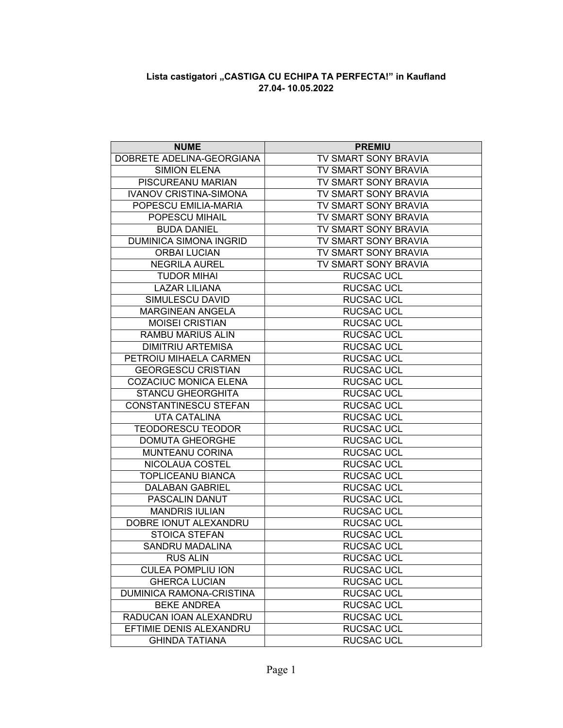**Lista castigatori „CASTIGA CU ECHIPA TA PERFECTA!" in Kaufland**
**27.04- 10.05.2022**

| NUME | PREMIU |
|---|---|
| DOBRETE ADELINA-GEORGIANA | TV SMART SONY BRAVIA |
| SIMION ELENA | TV SMART SONY BRAVIA |
| PISCUREANU MARIAN | TV SMART SONY BRAVIA |
| IVANOV CRISTINA-SIMONA | TV SMART SONY BRAVIA |
| POPESCU EMILIA-MARIA | TV SMART SONY BRAVIA |
| POPESCU MIHAIL | TV SMART SONY BRAVIA |
| BUDA DANIEL | TV SMART SONY BRAVIA |
| DUMINICA SIMONA INGRID | TV SMART SONY BRAVIA |
| ORBAI LUCIAN | TV SMART SONY BRAVIA |
| NEGRILA AUREL | TV SMART SONY BRAVIA |
| TUDOR MIHAI | RUCSAC UCL |
| LAZAR LILIANA | RUCSAC UCL |
| SIMULESCU DAVID | RUCSAC UCL |
| MARGINEAN ANGELA | RUCSAC UCL |
| MOISEI CRISTIAN | RUCSAC UCL |
| RAMBU MARIUS ALIN | RUCSAC UCL |
| DIMITRIU ARTEMISA | RUCSAC UCL |
| PETROIU MIHAELA CARMEN | RUCSAC UCL |
| GEORGESCU CRISTIAN | RUCSAC UCL |
| COZACIUC MONICA ELENA | RUCSAC UCL |
| STANCU GHEORGHITA | RUCSAC UCL |
| CONSTANTINESCU STEFAN | RUCSAC UCL |
| UTA CATALINA | RUCSAC UCL |
| TEODORESCU TEODOR | RUCSAC UCL |
| DOMUTA GHEORGHE | RUCSAC UCL |
| MUNTEANU CORINA | RUCSAC UCL |
| NICOLAUA COSTEL | RUCSAC UCL |
| TOPLICEANU BIANCA | RUCSAC UCL |
| DALABAN GABRIEL | RUCSAC UCL |
| PASCALIN DANUT | RUCSAC UCL |
| MANDRIS IULIAN | RUCSAC UCL |
| DOBRE IONUT ALEXANDRU | RUCSAC UCL |
| STOICA STEFAN | RUCSAC UCL |
| SANDRU MADALINA | RUCSAC UCL |
| RUS ALIN | RUCSAC UCL |
| CULEA POMPLIU ION | RUCSAC UCL |
| GHERCA LUCIAN | RUCSAC UCL |
| DUMINICA RAMONA-CRISTINA | RUCSAC UCL |
| BEKE ANDREA | RUCSAC UCL |
| RADUCAN IOAN ALEXANDRU | RUCSAC UCL |
| EFTIMIE DENIS ALEXANDRU | RUCSAC UCL |
| GHINDA TATIANA | RUCSAC UCL |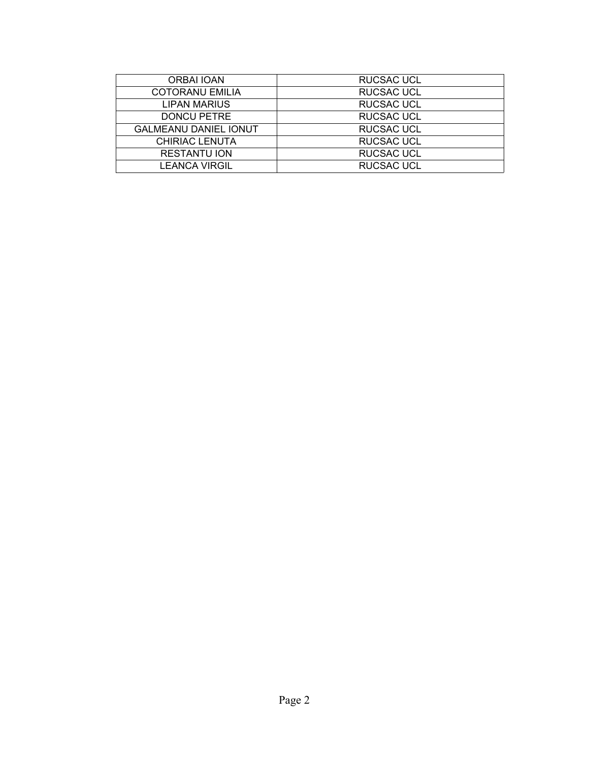| | |
|---|---|
| ORBAI IOAN | RUCSAC UCL |
| COTORANU EMILIA | RUCSAC UCL |
| LIPAN MARIUS | RUCSAC UCL |
| DONCU PETRE | RUCSAC UCL |
| GALMEANU DANIEL IONUT | RUCSAC UCL |
| CHIRIAC LENUTA | RUCSAC UCL |
| RESTANTU ION | RUCSAC UCL |
| LEANCA VIRGIL | RUCSAC UCL |